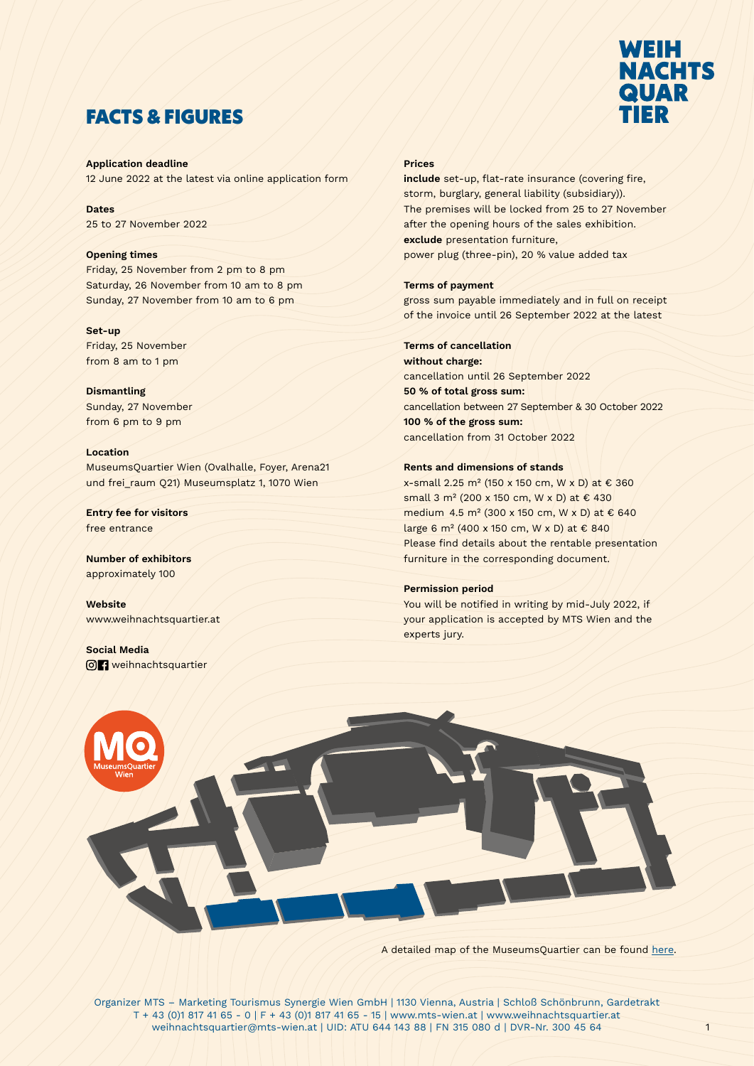# FACTS & FIGURES

**Application deadline**
12 June 2022 at the latest via online application form

**Dates**
25 to 27 November 2022

**Opening times**
Friday, 25 November from 2 pm to 8 pm
Saturday, 26 November from 10 am to 8 pm
Sunday, 27 November from 10 am to 6 pm

**Set-up**
Friday, 25 November
from 8 am to 1 pm

**Dismantling**
Sunday, 27 November
from 6 pm to 9 pm

**Location**
MuseumsQuartier Wien (Ovalhalle, Foyer, Arena21 und frei_raum Q21) Museumsplatz 1, 1070 Wien

**Entry fee for visitors**
free entrance

**Number of exhibitors**
approximately 100

**Website**
www.weihnachtsquartier.at

**Social Media**
weihnachtsquartier

**Prices**
**include** set-up, flat-rate insurance (covering fire, storm, burglary, general liability (subsidiary)).
The premises will be locked from 25 to 27 November after the opening hours of the sales exhibition.
**exclude** presentation furniture,
power plug (three-pin), 20 % value added tax

**Terms of payment**
gross sum payable immediately and in full on receipt of the invoice until 26 September 2022 at the latest

**Terms of cancellation**
**without charge:**
cancellation until 26 September 2022
**50 % of total gross sum:**
cancellation between 27 September & 30 October 2022
**100 % of the gross sum:**
cancellation from 31 October 2022

**Rents and dimensions of stands**
x-small 2.25 m² (150 x 150 cm, W x D) at € 360
small 3 m² (200 x 150 cm, W x D) at € 430
medium 4.5 m² (300 x 150 cm, W x D) at € 640
large 6 m² (400 x 150 cm, W x D) at € 840
Please find details about the rentable presentation furniture in the corresponding document.

**Permission period**
You will be notified in writing by mid-July 2022, if your application is accepted by MTS Wien and the experts jury.

A detailed map of the MuseumsQuartier can be found here.

Organizer MTS – Marketing Tourismus Synergie Wien GmbH | 1130 Vienna, Austria | Schloß Schönbrunn, Gardetrakt
T + 43 (0)1 817 41 65 - 0 | F + 43 (0)1 817 41 65 - 15 | www.mts-wien.at | www.weihnachtsquartier.at
weihnachtsquartier@mts-wien.at | UID: ATU 644 143 88 | FN 315 080 d | DVR-Nr. 300 45 64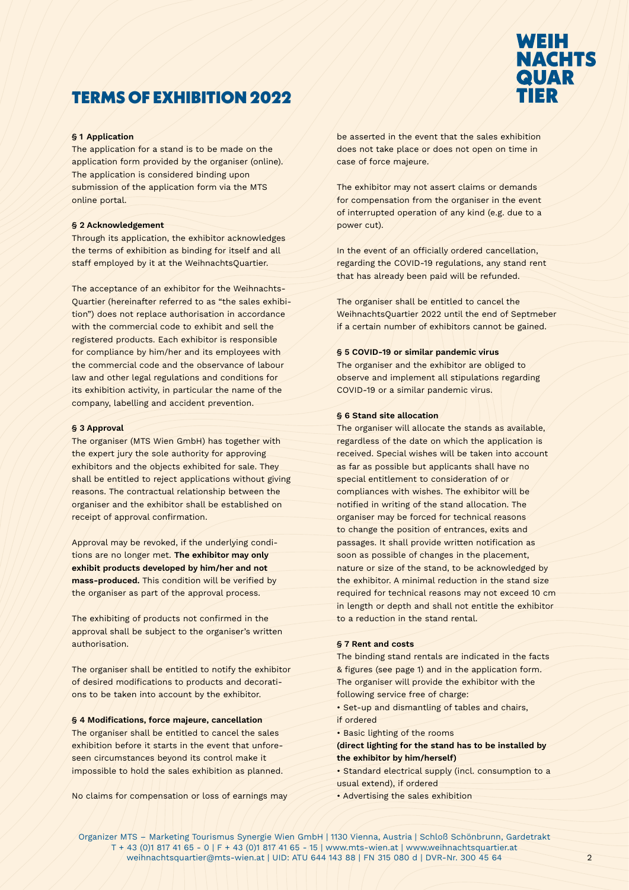# TERMS OF EXHIBITION 2022

WEIH NACHTS QUAR TIER

**§ 1 Application**

The application for a stand is to be made on the application form provided by the organiser (online). The application is considered binding upon submission of the application form via the MTS online portal.

**§ 2 Acknowledgement**

Through its application, the exhibitor acknowledges the terms of exhibition as binding for itself and all staff employed by it at the WeihnachtsQuartier.

The acceptance of an exhibitor for the Weihnachts-Quartier (hereinafter referred to as "the sales exhibition") does not replace authorisation in accordance with the commercial code to exhibit and sell the registered products. Each exhibitor is responsible for compliance by him/her and its employees with the commercial code and the observance of labour law and other legal regulations and conditions for its exhibition activity, in particular the name of the company, labelling and accident prevention.

**§ 3 Approval**

The organiser (MTS Wien GmbH) has together with the expert jury the sole authority for approving exhibitors and the objects exhibited for sale. They shall be entitled to reject applications without giving reasons. The contractual relationship between the organiser and the exhibitor shall be established on receipt of approval confirmation.

Approval may be revoked, if the underlying conditions are no longer met. **The exhibitor may only exhibit products developed by him/her and not mass-produced.** This condition will be verified by the organiser as part of the approval process.

The exhibiting of products not confirmed in the approval shall be subject to the organiser's written authorisation.

The organiser shall be entitled to notify the exhibitor of desired modifications to products and decorations to be taken into account by the exhibitor.

**§ 4 Modifications, force majeure, cancellation**

The organiser shall be entitled to cancel the sales exhibition before it starts in the event that unforeseen circumstances beyond its control make it impossible to hold the sales exhibition as planned.

No claims for compensation or loss of earnings may be asserted in the event that the sales exhibition does not take place or does not open on time in case of force majeure.

The exhibitor may not assert claims or demands for compensation from the organiser in the event of interrupted operation of any kind (e.g. due to a power cut).

In the event of an officially ordered cancellation, regarding the COVID-19 regulations, any stand rent that has already been paid will be refunded.

The organiser shall be entitled to cancel the WeihnachtsQuartier 2022 until the end of Septmeber if a certain number of exhibitors cannot be gained.

**§ 5 COVID-19 or similar pandemic virus**

The organiser and the exhibitor are obliged to observe and implement all stipulations regarding COVID-19 or a similar pandemic virus.

**§ 6 Stand site allocation**

The organiser will allocate the stands as available, regardless of the date on which the application is received. Special wishes will be taken into account as far as possible but applicants shall have no special entitlement to consideration of or compliances with wishes. The exhibitor will be notified in writing of the stand allocation. The organiser may be forced for technical reasons to change the position of entrances, exits and passages. It shall provide written notification as soon as possible of changes in the placement, nature or size of the stand, to be acknowledged by the exhibitor. A minimal reduction in the stand size required for technical reasons may not exceed 10 cm in length or depth and shall not entitle the exhibitor to a reduction in the stand rental.

**§ 7 Rent and costs**

The binding stand rentals are indicated in the facts & figures (see page 1) and in the application form. The organiser will provide the exhibitor with the following service free of charge:

- Set-up and dismantling of tables and chairs, if ordered
- Basic lighting of the rooms **(direct lighting for the stand has to be installed by the exhibitor by him/herself)**
- Standard electrical supply (incl. consumption to a usual extend), if ordered
- Advertising the sales exhibition

Organizer MTS – Marketing Tourismus Synergie Wien GmbH | 1130 Vienna, Austria | Schloß Schönbrunn, Gardetrakt
T + 43 (0)1 817 41 65 - 0 | F + 43 (0)1 817 41 65 - 15 | www.mts-wien.at | www.weihnachtsquartier.at
weihnachtsquartier@mts-wien.at | UID: ATU 644 143 88 | FN 315 080 d | DVR-Nr. 300 45 64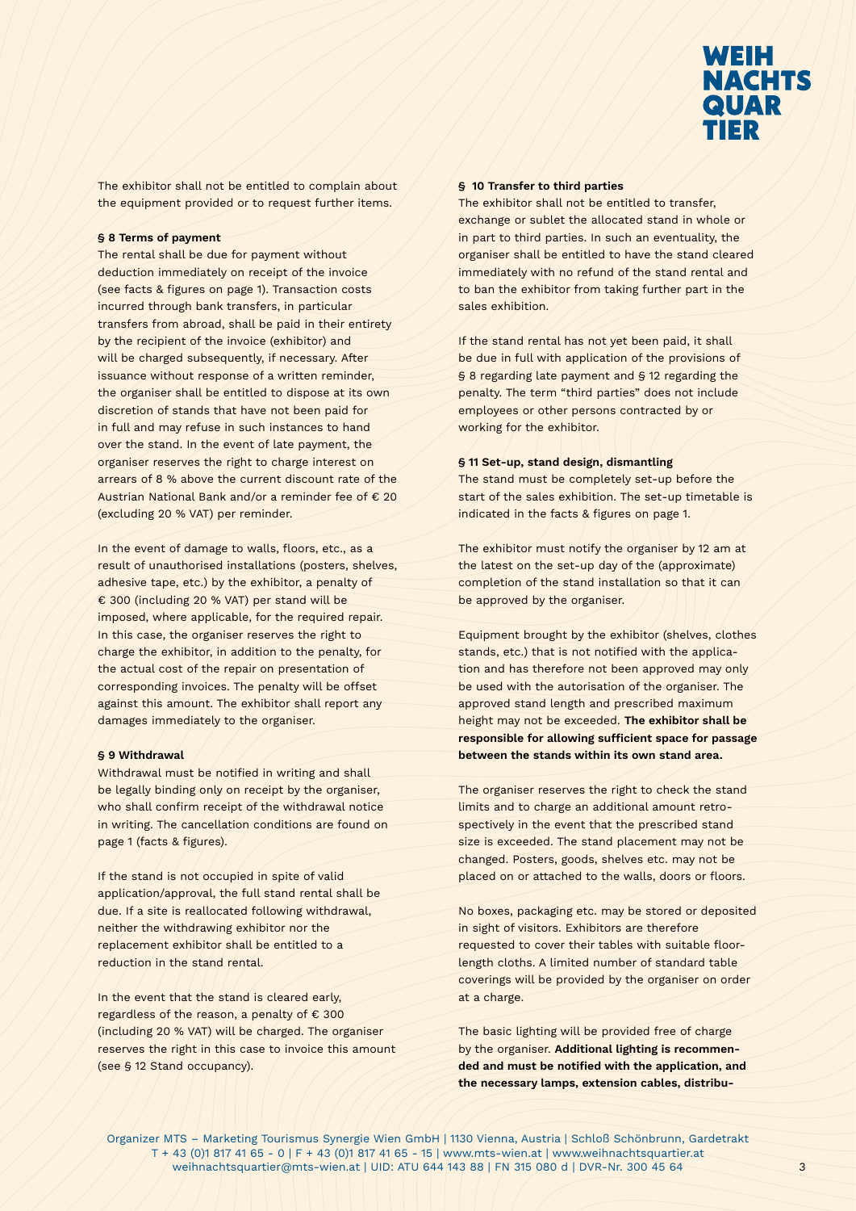The exhibitor shall not be entitled to complain about the equipment provided or to request further items.

**§ 8 Terms of payment**

The rental shall be due for payment without deduction immediately on receipt of the invoice (see facts & figures on page 1). Transaction costs incurred through bank transfers, in particular transfers from abroad, shall be paid in their entirety by the recipient of the invoice (exhibitor) and will be charged subsequently, if necessary. After issuance without response of a written reminder, the organiser shall be entitled to dispose at its own discretion of stands that have not been paid for in full and may refuse in such instances to hand over the stand. In the event of late payment, the organiser reserves the right to charge interest on arrears of 8 % above the current discount rate of the Austrian National Bank and/or a reminder fee of € 20 (excluding 20 % VAT) per reminder.

In the event of damage to walls, floors, etc., as a result of unauthorised installations (posters, shelves, adhesive tape, etc.) by the exhibitor, a penalty of € 300 (including 20 % VAT) per stand will be imposed, where applicable, for the required repair. In this case, the organiser reserves the right to charge the exhibitor, in addition to the penalty, for the actual cost of the repair on presentation of corresponding invoices. The penalty will be offset against this amount. The exhibitor shall report any damages immediately to the organiser.

**§ 9 Withdrawal**

Withdrawal must be notified in writing and shall be legally binding only on receipt by the organiser, who shall confirm receipt of the withdrawal notice in writing. The cancellation conditions are found on page 1 (facts & figures).

If the stand is not occupied in spite of valid application/approval, the full stand rental shall be due. If a site is reallocated following withdrawal, neither the withdrawing exhibitor nor the replacement exhibitor shall be entitled to a reduction in the stand rental.

In the event that the stand is cleared early, regardless of the reason, a penalty of € 300 (including 20 % VAT) will be charged. The organiser reserves the right in this case to invoice this amount (see § 12 Stand occupancy).

**§ 10 Transfer to third parties**

The exhibitor shall not be entitled to transfer, exchange or sublet the allocated stand in whole or in part to third parties. In such an eventuality, the organiser shall be entitled to have the stand cleared immediately with no refund of the stand rental and to ban the exhibitor from taking further part in the sales exhibition.

If the stand rental has not yet been paid, it shall be due in full with application of the provisions of § 8 regarding late payment and § 12 regarding the penalty. The term "third parties" does not include employees or other persons contracted by or working for the exhibitor.

**§ 11 Set-up, stand design, dismantling**

The stand must be completely set-up before the start of the sales exhibition. The set-up timetable is indicated in the facts & figures on page 1.

The exhibitor must notify the organiser by 12 am at the latest on the set-up day of the (approximate) completion of the stand installation so that it can be approved by the organiser.

Equipment brought by the exhibitor (shelves, clothes stands, etc.) that is not notified with the application and has therefore not been approved may only be used with the autorisation of the organiser. The approved stand length and prescribed maximum height may not be exceeded. **The exhibitor shall be responsible for allowing sufficient space for passage between the stands within its own stand area.**

The organiser reserves the right to check the stand limits and to charge an additional amount retrospectively in the event that the prescribed stand size is exceeded. The stand placement may not be changed. Posters, goods, shelves etc. may not be placed on or attached to the walls, doors or floors.

No boxes, packaging etc. may be stored or deposited in sight of visitors. Exhibitors are therefore requested to cover their tables with suitable floor-length cloths. A limited number of standard table coverings will be provided by the organiser on order at a charge.

The basic lighting will be provided free of charge by the organiser. **Additional lighting is recommended and must be notified with the application, and the necessary lamps, extension cables, distribu-**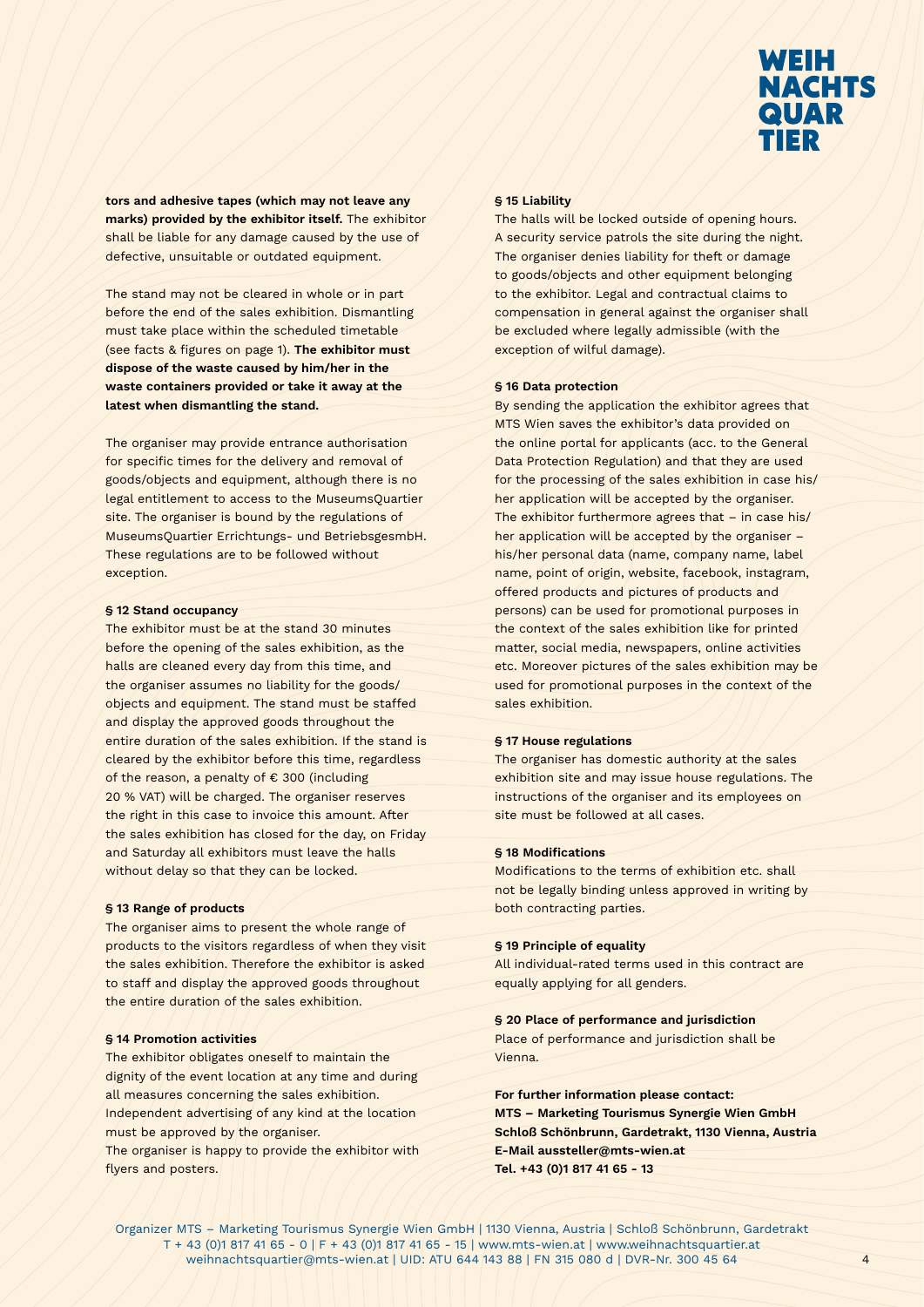**tors and adhesive tapes (which may not leave any marks) provided by the exhibitor itself.** The exhibitor shall be liable for any damage caused by the use of defective, unsuitable or outdated equipment.

The stand may not be cleared in whole or in part before the end of the sales exhibition. Dismantling must take place within the scheduled timetable (see facts & figures on page 1). **The exhibitor must dispose of the waste caused by him/her in the waste containers provided or take it away at the latest when dismantling the stand.**

The organiser may provide entrance authorisation for specific times for the delivery and removal of goods/objects and equipment, although there is no legal entitlement to access to the MuseumsQuartier site. The organiser is bound by the regulations of MuseumsQuartier Errichtungs- und BetriebsgesmbH. These regulations are to be followed without exception.

**§ 12 Stand occupancy**

The exhibitor must be at the stand 30 minutes before the opening of the sales exhibition, as the halls are cleaned every day from this time, and the organiser assumes no liability for the goods/objects and equipment. The stand must be staffed and display the approved goods throughout the entire duration of the sales exhibition. If the stand is cleared by the exhibitor before this time, regardless of the reason, a penalty of € 300 (including 20 % VAT) will be charged. The organiser reserves the right in this case to invoice this amount. After the sales exhibition has closed for the day, on Friday and Saturday all exhibitors must leave the halls without delay so that they can be locked.

**§ 13 Range of products**

The organiser aims to present the whole range of products to the visitors regardless of when they visit the sales exhibition. Therefore the exhibitor is asked to staff and display the approved goods throughout the entire duration of the sales exhibition.

**§ 14 Promotion activities**

The exhibitor obligates oneself to maintain the dignity of the event location at any time and during all measures concerning the sales exhibition. Independent advertising of any kind at the location must be approved by the organiser.
The organiser is happy to provide the exhibitor with flyers and posters.

**§ 15 Liability**

The halls will be locked outside of opening hours. A security service patrols the site during the night. The organiser denies liability for theft or damage to goods/objects and other equipment belonging to the exhibitor. Legal and contractual claims to compensation in general against the organiser shall be excluded where legally admissible (with the exception of wilful damage).

**§ 16 Data protection**

By sending the application the exhibitor agrees that MTS Wien saves the exhibitor's data provided on the online portal for applicants (acc. to the General Data Protection Regulation) and that they are used for the processing of the sales exhibition in case his/her application will be accepted by the organiser. The exhibitor furthermore agrees that – in case his/her application will be accepted by the organiser – his/her personal data (name, company name, label name, point of origin, website, facebook, instagram, offered products and pictures of products and persons) can be used for promotional purposes in the context of the sales exhibition like for printed matter, social media, newspapers, online activities etc. Moreover pictures of the sales exhibition may be used for promotional purposes in the context of the sales exhibition.

**§ 17 House regulations**

The organiser has domestic authority at the sales exhibition site and may issue house regulations. The instructions of the organiser and its employees on site must be followed at all cases.

**§ 18 Modifications**

Modifications to the terms of exhibition etc. shall not be legally binding unless approved in writing by both contracting parties.

**§ 19 Principle of equality**

All individual-rated terms used in this contract are equally applying for all genders.

**§ 20 Place of performance and jurisdiction**

Place of performance and jurisdiction shall be Vienna.

**For further information please contact:**
**MTS – Marketing Tourismus Synergie Wien GmbH**
**Schloß Schönbrunn, Gardetrakt, 1130 Vienna, Austria**
**E-Mail aussteller@mts-wien.at**
**Tel. +43 (0)1 817 41 65 - 13**